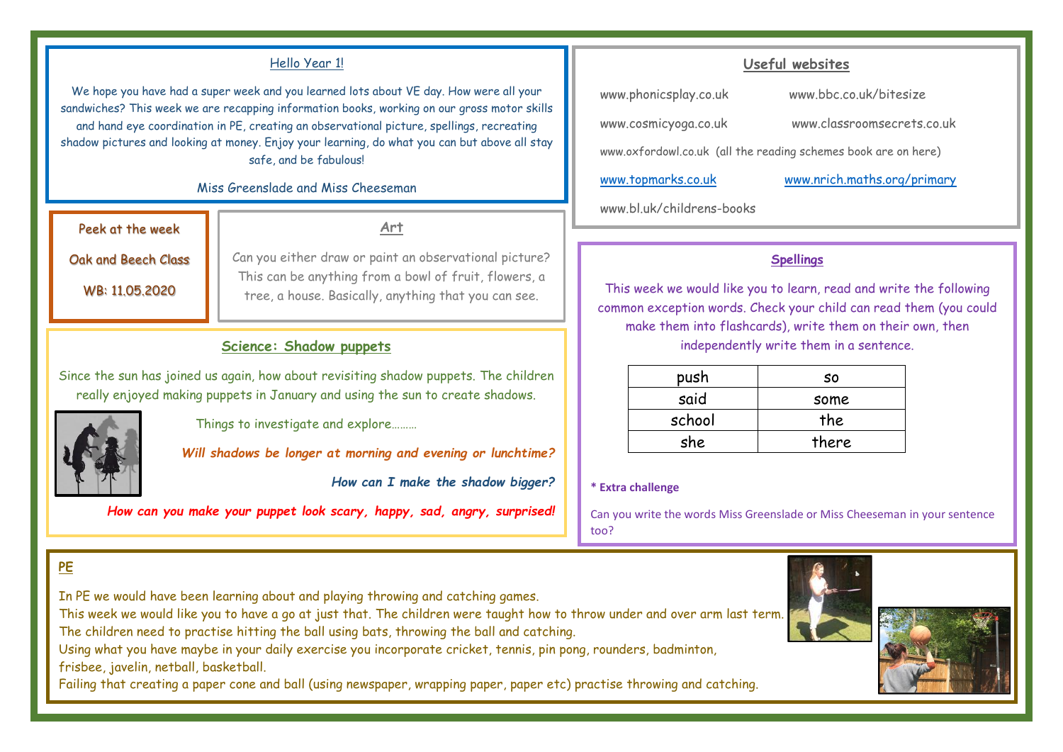## Hello Year 1!

We hope you have had a super week and you learned lots about VE day. How were all your sandwiches? This week we are recapping information books, working on our gross motor skills and hand eye coordination in PE, creating an observational picture, spellings, recreating shadow pictures and looking at money. Enjoy your learning, do what you can but above all stay safe, and be fabulous!

Miss Greenslade and Miss Cheeseman

## Peek at the week

Oak and Beech Class

WB: 11.05.2020

## Art

Can you either draw or paint an observational picture? This can be anything from a bowl of fruit, flowers, a tree, a house. Basically, anything that you can see.

## Science: Shadow puppets

Since the sun has joined us again, how about revisiting shadow puppets. The children really enjoyed making puppets in January and using the sun to create shadows.

Things to investigate and explore………

***Will shadows be longer at morning and evening or lunchtime?***

***How can I make the shadow bigger?***

***How can you make your puppet look scary, happy, sad, angry, surprised!***

## Useful websites

www.phonicsplay.co.uk

www.bbc.co.uk/bitesize

www.cosmicyoga.co.uk

www.classroomsecrets.co.uk

www.oxfordowl.co.uk (all the reading schemes book are on here)

www.topmarks.co.uk

www.nrich.maths.org/primary

www.bl.uk/childrens-books

## Spellings

This week we would like you to learn, read and write the following common exception words. Check your child can read them (you could make them into flashcards), write them on their own, then independently write them in a sentence.

| push | so |
|---|---|
| said | some |
| school | the |
| she | there |

**\* Extra challenge**

Can you write the words Miss Greenslade or Miss Cheeseman in your sentence too?

## PE

In PE we would have been learning about and playing throwing and catching games.

This week we would like you to have a go at just that. The children were taught how to throw under and over arm last term.

The children need to practise hitting the ball using bats, throwing the ball and catching.

Using what you have maybe in your daily exercise you incorporate cricket, tennis, pin pong, rounders, badminton, frisbee, javelin, netball, basketball.

Failing that creating a paper cone and ball (using newspaper, wrapping paper, paper etc) practise throwing and catching.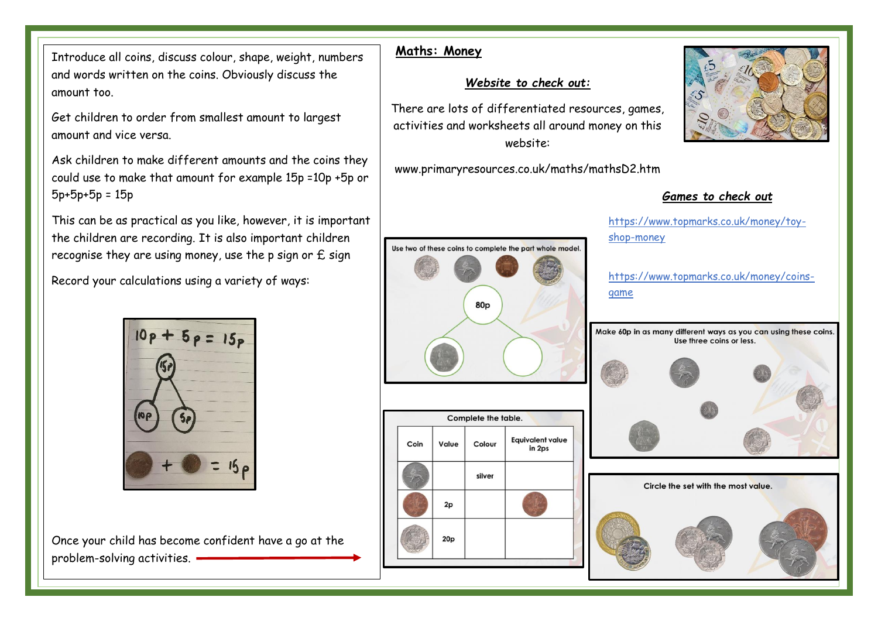Introduce all coins, discuss colour, shape, weight, numbers and words written on the coins. Obviously discuss the amount too.

Get children to order from smallest amount to largest amount and vice versa.

Ask children to make different amounts and the coins they could use to make that amount for example 15p =10p +5p or 5p+5p+5p = 15p

This can be as practical as you like, however, it is important the children are recording. It is also important children recognise they are using money, use the p sign or £ sign

Record your calculations using a variety of ways:

10p + 5p = 15p

15p

10p 5p

+ = 15p

Once your child has become confident have a go at the problem-solving activities.

## Maths: Money

### *Website to check out:*

There are lots of differentiated resources, games, activities and worksheets all around money on this website:

www.primaryresources.co.uk/maths/mathsD2.htm

### *Games to check out*

https://www.topmarks.co.uk/money/toy-shop-money

https://www.topmarks.co.uk/money/coins-game

Use two of these coins to complete the part whole model.

80p

Make 60p in as many different ways as you can using these coins. Use three coins or less.

Complete the table.

| Coin | Value | Colour | Equivalent value in 2ps |
|---|---|---|---|
| | | silver | |
| | 2p | | |
| | 20p | | |

Circle the set with the most value.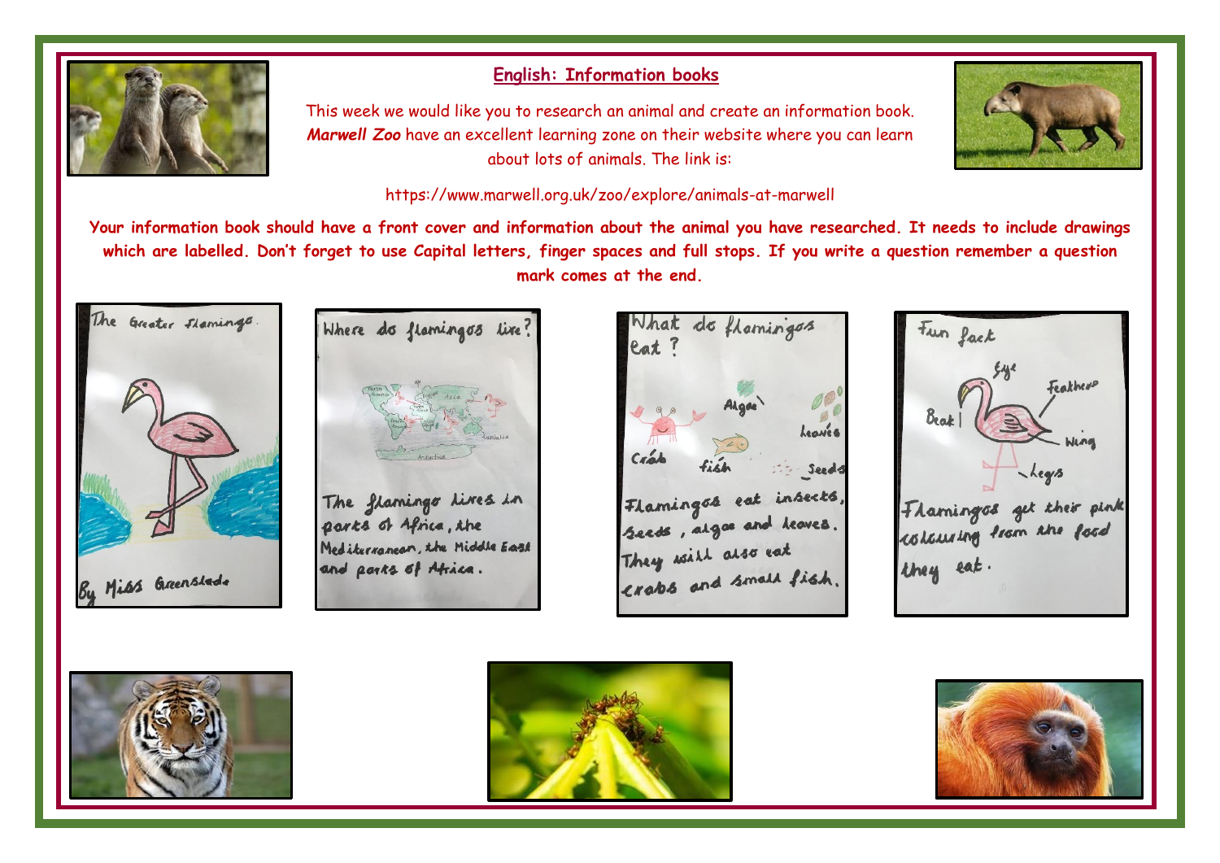## English: Information books

This week we would like you to research an animal and create an information book. ***Marwell Zoo*** have an excellent learning zone on their website where you can learn about lots of animals. The link is:

https://www.marwell.org.uk/zoo/explore/animals-at-marwell

**Your information book should have a front cover and information about the animal you have researched. It needs to include drawings which are labelled. Don't forget to use Capital letters, finger spaces and full stops. If you write a question remember a question mark comes at the end.**

The Greater flamingo.

By Miss Greenslade

Where do flamingos live?

The flamingo lives in parts of Africa, the Mediterranean, the Middle East and parts of Africa.

What do flamingos eat?

Crab, fish, Algae, leaves, Seeds

Flamingos eat insects, seeds, algae and leaves. They will also eat crabs and small fish.

Fun fact

Eye, Feathers, Beak, Wing, Legs

Flamingos get their pink colouring from the food they eat.